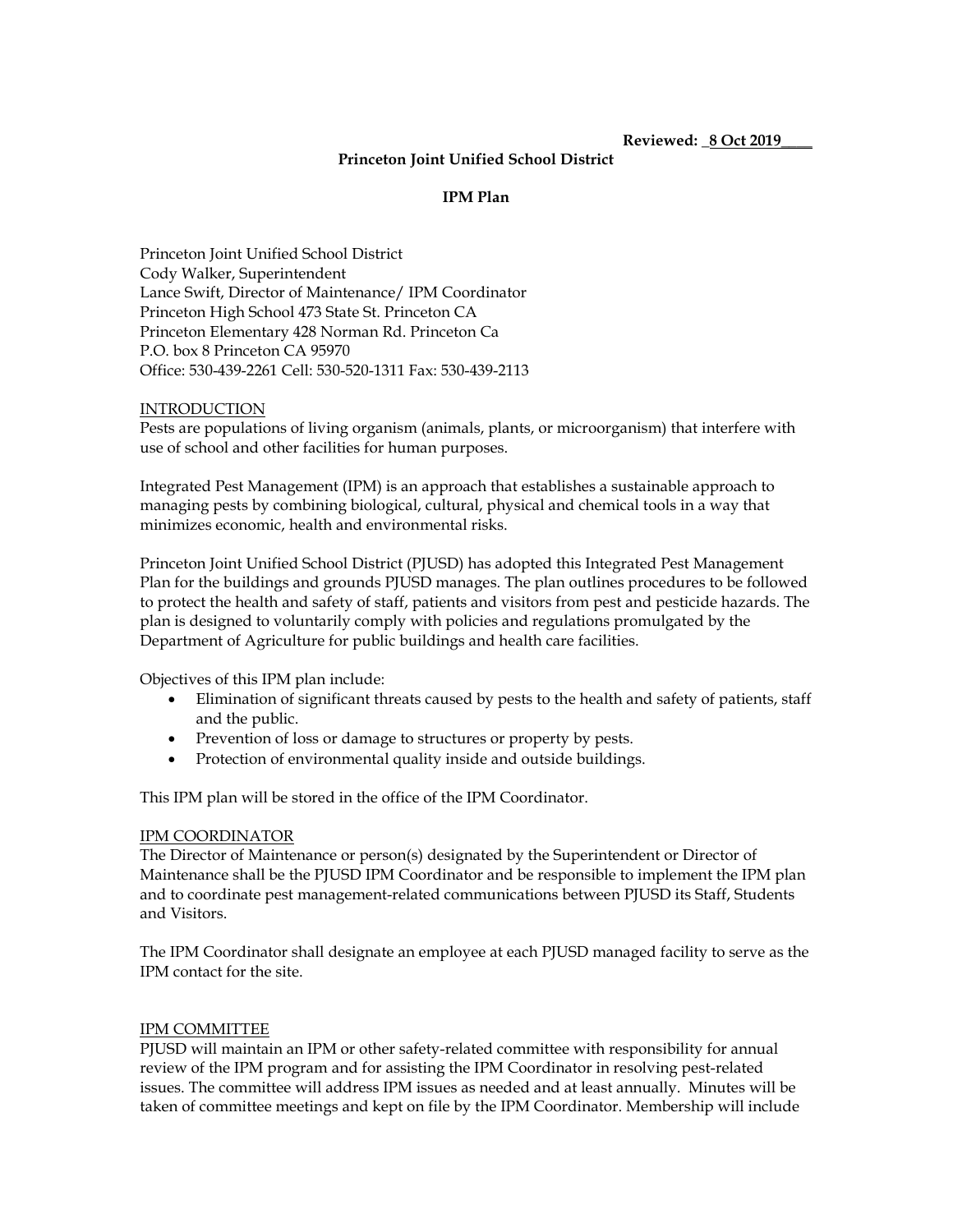**Reviewed: _8 Oct 2019____**

**Princeton Joint Unified School District**

**IPM Plan**

Princeton Joint Unified School District
Cody Walker, Superintendent
Lance Swift, Director of Maintenance/ IPM Coordinator
Princeton High School 473 State St. Princeton CA
Princeton Elementary 428 Norman Rd. Princeton Ca
P.O. box 8 Princeton CA 95970
Office: 530-439-2261 Cell: 530-520-1311 Fax: 530-439-2113

## INTRODUCTION

Pests are populations of living organism (animals, plants, or microorganism) that interfere with use of school and other facilities for human purposes.

Integrated Pest Management (IPM) is an approach that establishes a sustainable approach to managing pests by combining biological, cultural, physical and chemical tools in a way that minimizes economic, health and environmental risks.

Princeton Joint Unified School District (PJUSD) has adopted this Integrated Pest Management Plan for the buildings and grounds PJUSD manages. The plan outlines procedures to be followed to protect the health and safety of staff, patients and visitors from pest and pesticide hazards. The plan is designed to voluntarily comply with policies and regulations promulgated by the Department of Agriculture for public buildings and health care facilities.

Objectives of this IPM plan include:

- Elimination of significant threats caused by pests to the health and safety of patients, staff and the public.
- Prevention of loss or damage to structures or property by pests.
- Protection of environmental quality inside and outside buildings.

This IPM plan will be stored in the office of the IPM Coordinator.

## IPM COORDINATOR

The Director of Maintenance or person(s) designated by the Superintendent or Director of Maintenance shall be the PJUSD IPM Coordinator and be responsible to implement the IPM plan and to coordinate pest management-related communications between PJUSD its Staff, Students and Visitors.

The IPM Coordinator shall designate an employee at each PJUSD managed facility to serve as the IPM contact for the site.

## IPM COMMITTEE

PJUSD will maintain an IPM or other safety-related committee with responsibility for annual review of the IPM program and for assisting the IPM Coordinator in resolving pest-related issues. The committee will address IPM issues as needed and at least annually. Minutes will be taken of committee meetings and kept on file by the IPM Coordinator. Membership will include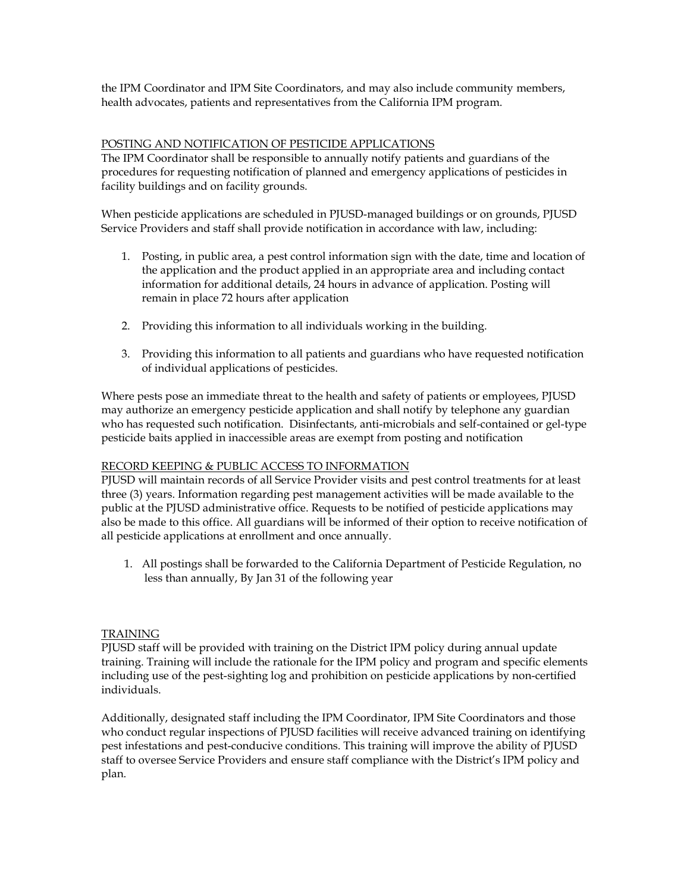the IPM Coordinator and IPM Site Coordinators, and may also include community members, health advocates, patients and representatives from the California IPM program.

## POSTING AND NOTIFICATION OF PESTICIDE APPLICATIONS

The IPM Coordinator shall be responsible to annually notify patients and guardians of the procedures for requesting notification of planned and emergency applications of pesticides in facility buildings and on facility grounds.

When pesticide applications are scheduled in PJUSD-managed buildings or on grounds, PJUSD Service Providers and staff shall provide notification in accordance with law, including:

1. Posting, in public area, a pest control information sign with the date, time and location of the application and the product applied in an appropriate area and including contact information for additional details, 24 hours in advance of application. Posting will remain in place 72 hours after application

2. Providing this information to all individuals working in the building.

3. Providing this information to all patients and guardians who have requested notification of individual applications of pesticides.

Where pests pose an immediate threat to the health and safety of patients or employees, PJUSD may authorize an emergency pesticide application and shall notify by telephone any guardian who has requested such notification. Disinfectants, anti-microbials and self-contained or gel-type pesticide baits applied in inaccessible areas are exempt from posting and notification

## RECORD KEEPING & PUBLIC ACCESS TO INFORMATION

PJUSD will maintain records of all Service Provider visits and pest control treatments for at least three (3) years. Information regarding pest management activities will be made available to the public at the PJUSD administrative office. Requests to be notified of pesticide applications may also be made to this office. All guardians will be informed of their option to receive notification of all pesticide applications at enrollment and once annually.

1. All postings shall be forwarded to the California Department of Pesticide Regulation, no less than annually, By Jan 31 of the following year

## TRAINING

PJUSD staff will be provided with training on the District IPM policy during annual update training. Training will include the rationale for the IPM policy and program and specific elements including use of the pest-sighting log and prohibition on pesticide applications by non-certified individuals.

Additionally, designated staff including the IPM Coordinator, IPM Site Coordinators and those who conduct regular inspections of PJUSD facilities will receive advanced training on identifying pest infestations and pest-conducive conditions. This training will improve the ability of PJUSD staff to oversee Service Providers and ensure staff compliance with the District's IPM policy and plan.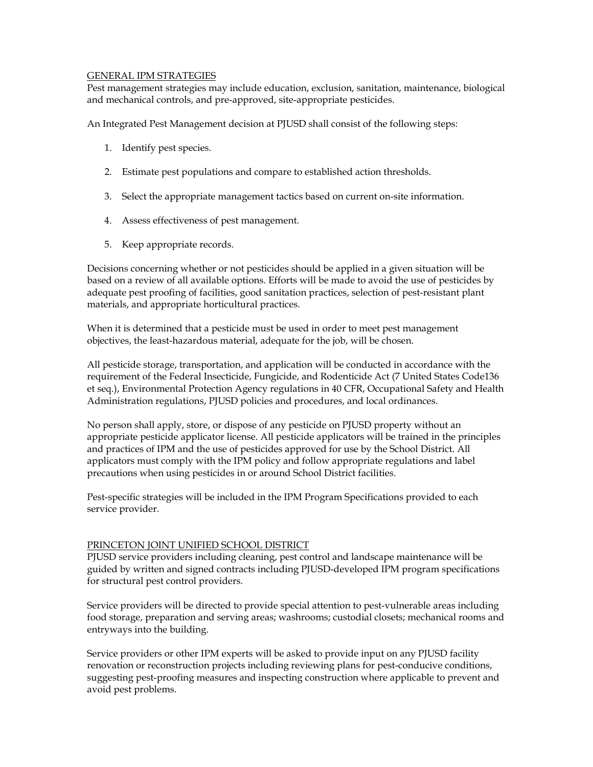GENERAL IPM STRATEGIES

Pest management strategies may include education, exclusion, sanitation, maintenance, biological and mechanical controls, and pre-approved, site-appropriate pesticides.

An Integrated Pest Management decision at PJUSD shall consist of the following steps:

1. Identify pest species.
2. Estimate pest populations and compare to established action thresholds.
3. Select the appropriate management tactics based on current on-site information.
4. Assess effectiveness of pest management.
5. Keep appropriate records.

Decisions concerning whether or not pesticides should be applied in a given situation will be based on a review of all available options. Efforts will be made to avoid the use of pesticides by adequate pest proofing of facilities, good sanitation practices, selection of pest-resistant plant materials, and appropriate horticultural practices.

When it is determined that a pesticide must be used in order to meet pest management objectives, the least-hazardous material, adequate for the job, will be chosen.

All pesticide storage, transportation, and application will be conducted in accordance with the requirement of the Federal Insecticide, Fungicide, and Rodenticide Act (7 United States Code136 et seq.), Environmental Protection Agency regulations in 40 CFR, Occupational Safety and Health Administration regulations, PJUSD policies and procedures, and local ordinances.

No person shall apply, store, or dispose of any pesticide on PJUSD property without an appropriate pesticide applicator license. All pesticide applicators will be trained in the principles and practices of IPM and the use of pesticides approved for use by the School District. All applicators must comply with the IPM policy and follow appropriate regulations and label precautions when using pesticides in or around School District facilities.

Pest-specific strategies will be included in the IPM Program Specifications provided to each service provider.

PRINCETON JOINT UNIFIED SCHOOL DISTRICT

PJUSD service providers including cleaning, pest control and landscape maintenance will be guided by written and signed contracts including PJUSD-developed IPM program specifications for structural pest control providers.

Service providers will be directed to provide special attention to pest-vulnerable areas including food storage, preparation and serving areas; washrooms; custodial closets; mechanical rooms and entryways into the building.

Service providers or other IPM experts will be asked to provide input on any PJUSD facility renovation or reconstruction projects including reviewing plans for pest-conducive conditions, suggesting pest-proofing measures and inspecting construction where applicable to prevent and avoid pest problems.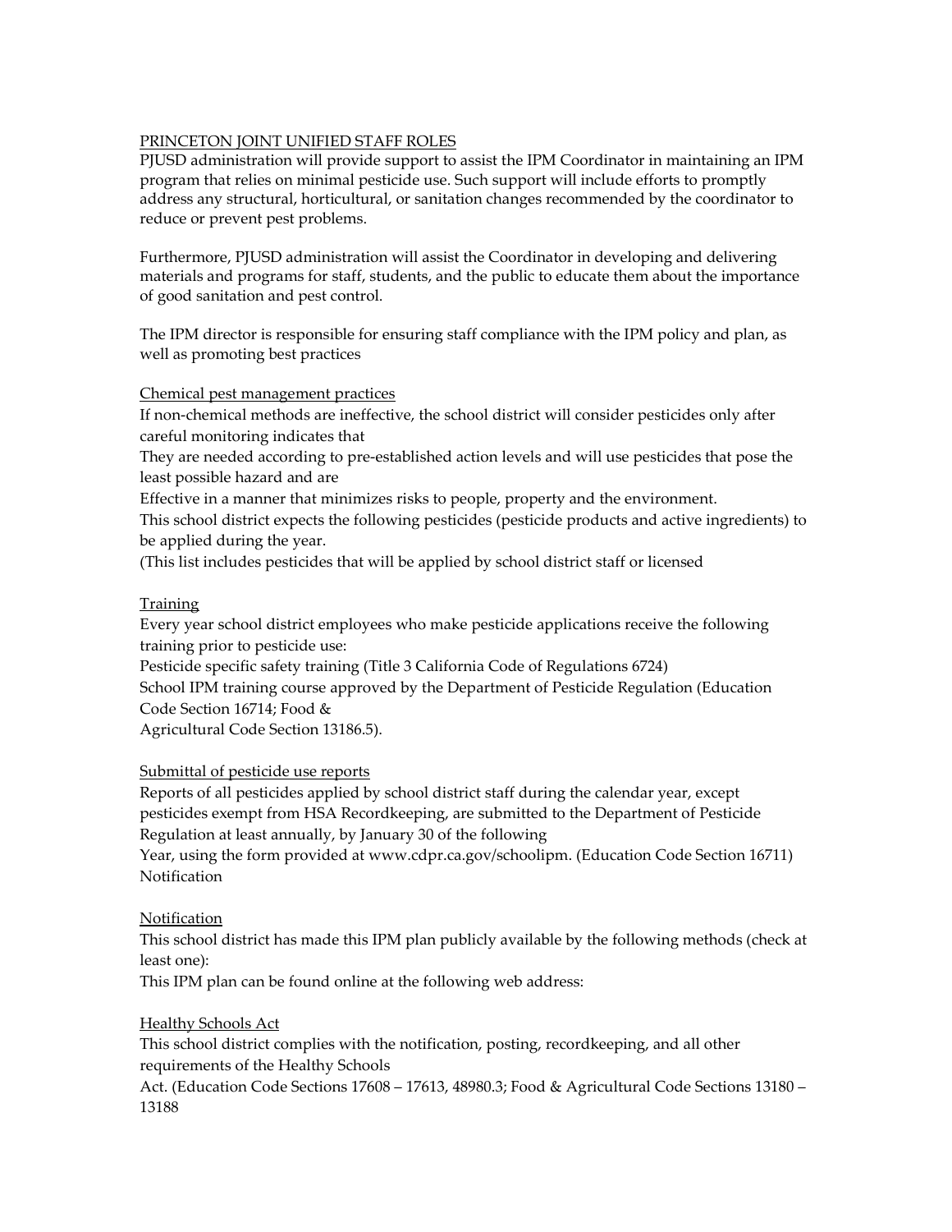## PRINCETON JOINT UNIFIED STAFF ROLES

PJUSD administration will provide support to assist the IPM Coordinator in maintaining an IPM program that relies on minimal pesticide use. Such support will include efforts to promptly address any structural, horticultural, or sanitation changes recommended by the coordinator to reduce or prevent pest problems.

Furthermore, PJUSD administration will assist the Coordinator in developing and delivering materials and programs for staff, students, and the public to educate them about the importance of good sanitation and pest control.

The IPM director is responsible for ensuring staff compliance with the IPM policy and plan, as well as promoting best practices

### Chemical pest management practices

If non-chemical methods are ineffective, the school district will consider pesticides only after careful monitoring indicates that

They are needed according to pre-established action levels and will use pesticides that pose the least possible hazard and are

Effective in a manner that minimizes risks to people, property and the environment.

This school district expects the following pesticides (pesticide products and active ingredients) to be applied during the year.

(This list includes pesticides that will be applied by school district staff or licensed

### Training

Every year school district employees who make pesticide applications receive the following training prior to pesticide use:

Pesticide specific safety training (Title 3 California Code of Regulations 6724)

School IPM training course approved by the Department of Pesticide Regulation (Education Code Section 16714; Food &

Agricultural Code Section 13186.5).

### Submittal of pesticide use reports

Reports of all pesticides applied by school district staff during the calendar year, except pesticides exempt from HSA Recordkeeping, are submitted to the Department of Pesticide Regulation at least annually, by January 30 of the following

Year, using the form provided at www.cdpr.ca.gov/schoolipm. (Education Code Section 16711)

Notification

### Notification

This school district has made this IPM plan publicly available by the following methods (check at least one):

This IPM plan can be found online at the following web address:

### Healthy Schools Act

This school district complies with the notification, posting, recordkeeping, and all other requirements of the Healthy Schools

Act. (Education Code Sections 17608 – 17613, 48980.3; Food & Agricultural Code Sections 13180 – 13188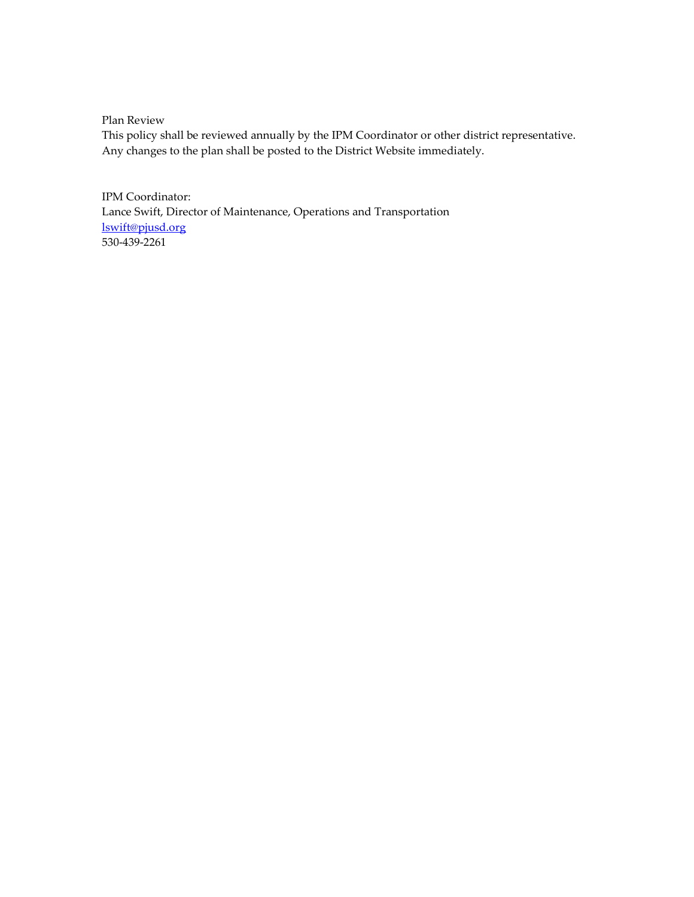Plan Review
This policy shall be reviewed annually by the IPM Coordinator or other district representative. Any changes to the plan shall be posted to the District Website immediately.

IPM Coordinator:
Lance Swift, Director of Maintenance, Operations and Transportation
[lswift@pjusd.org](mailto:lswift@pjusd.org)
530-439-2261